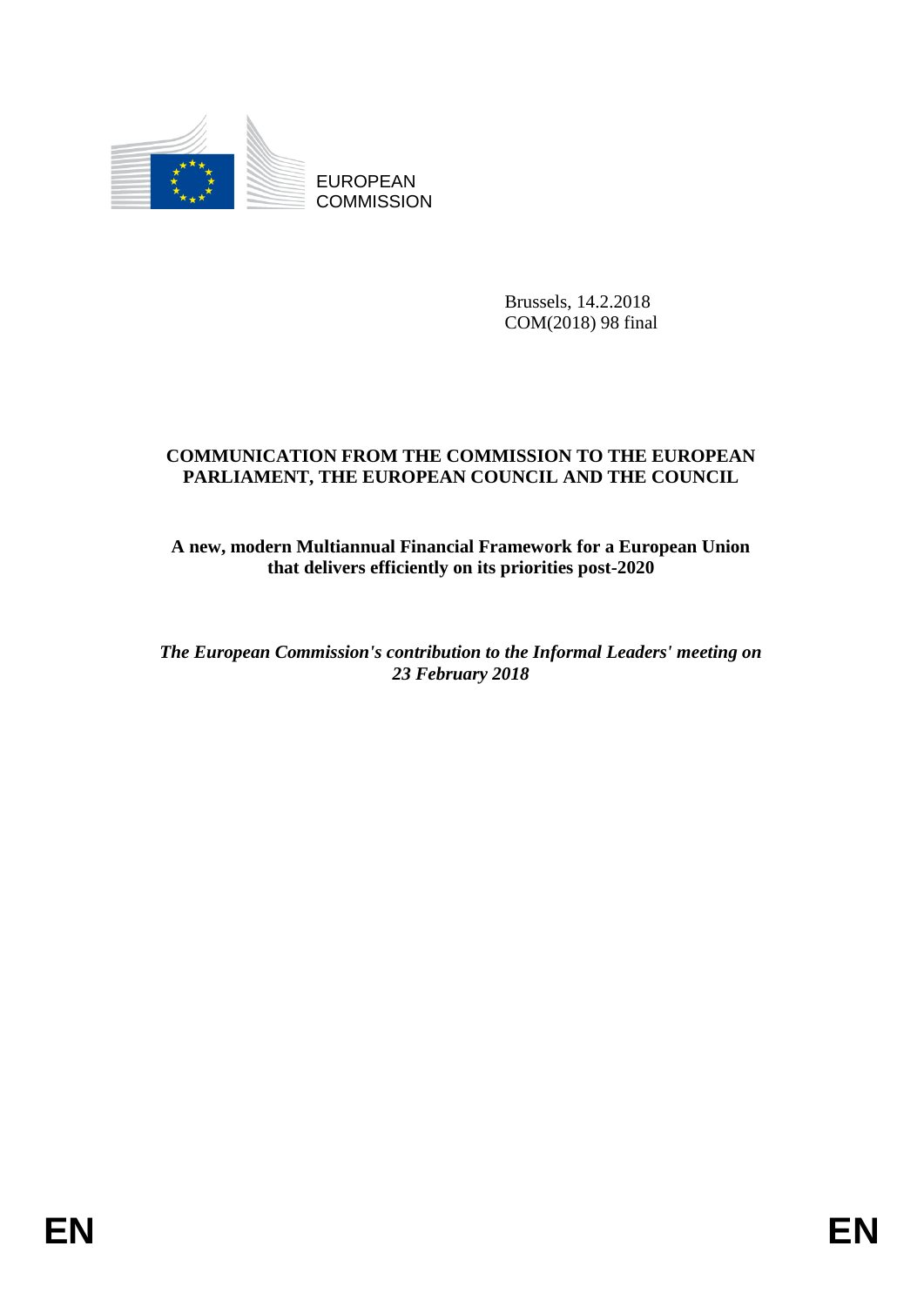EUROPEAN COMMISSION

Brussels, 14.2.2018
COM(2018) 98 final

**COMMUNICATION FROM THE COMMISSION TO THE EUROPEAN PARLIAMENT, THE EUROPEAN COUNCIL AND THE COUNCIL**

# A new, modern Multiannual Financial Framework for a European Union that delivers efficiently on its priorities post-2020

***The European Commission's contribution to the Informal Leaders' meeting on 23 February 2018***

EN EN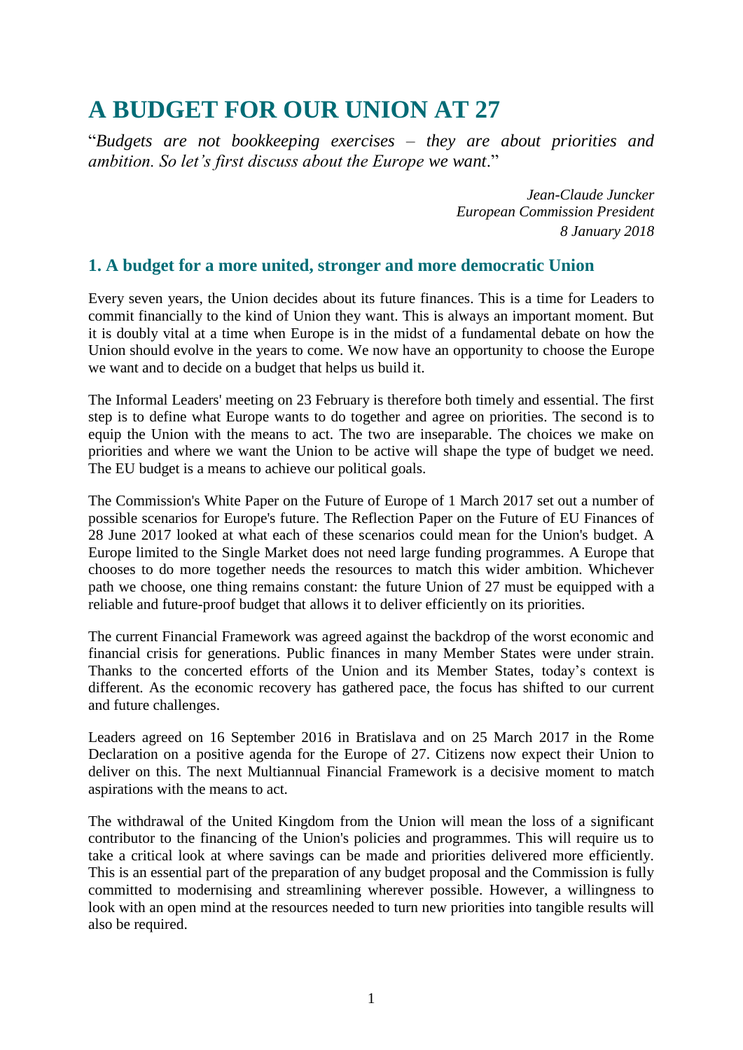# A BUDGET FOR OUR UNION AT 27

"*Budgets are not bookkeeping exercises – they are about priorities and ambition. So let's first discuss about the Europe we want.*"

*Jean-Claude Juncker*
*European Commission President*
*8 January 2018*

## 1. A budget for a more united, stronger and more democratic Union

Every seven years, the Union decides about its future finances. This is a time for Leaders to commit financially to the kind of Union they want. This is always an important moment. But it is doubly vital at a time when Europe is in the midst of a fundamental debate on how the Union should evolve in the years to come. We now have an opportunity to choose the Europe we want and to decide on a budget that helps us build it.

The Informal Leaders' meeting on 23 February is therefore both timely and essential. The first step is to define what Europe wants to do together and agree on priorities. The second is to equip the Union with the means to act. The two are inseparable. The choices we make on priorities and where we want the Union to be active will shape the type of budget we need. The EU budget is a means to achieve our political goals.

The Commission's White Paper on the Future of Europe of 1 March 2017 set out a number of possible scenarios for Europe's future. The Reflection Paper on the Future of EU Finances of 28 June 2017 looked at what each of these scenarios could mean for the Union's budget. A Europe limited to the Single Market does not need large funding programmes. A Europe that chooses to do more together needs the resources to match this wider ambition. Whichever path we choose, one thing remains constant: the future Union of 27 must be equipped with a reliable and future-proof budget that allows it to deliver efficiently on its priorities.

The current Financial Framework was agreed against the backdrop of the worst economic and financial crisis for generations. Public finances in many Member States were under strain. Thanks to the concerted efforts of the Union and its Member States, today's context is different. As the economic recovery has gathered pace, the focus has shifted to our current and future challenges.

Leaders agreed on 16 September 2016 in Bratislava and on 25 March 2017 in the Rome Declaration on a positive agenda for the Europe of 27. Citizens now expect their Union to deliver on this. The next Multiannual Financial Framework is a decisive moment to match aspirations with the means to act.

The withdrawal of the United Kingdom from the Union will mean the loss of a significant contributor to the financing of the Union's policies and programmes. This will require us to take a critical look at where savings can be made and priorities delivered more efficiently. This is an essential part of the preparation of any budget proposal and the Commission is fully committed to modernising and streamlining wherever possible. However, a willingness to look with an open mind at the resources needed to turn new priorities into tangible results will also be required.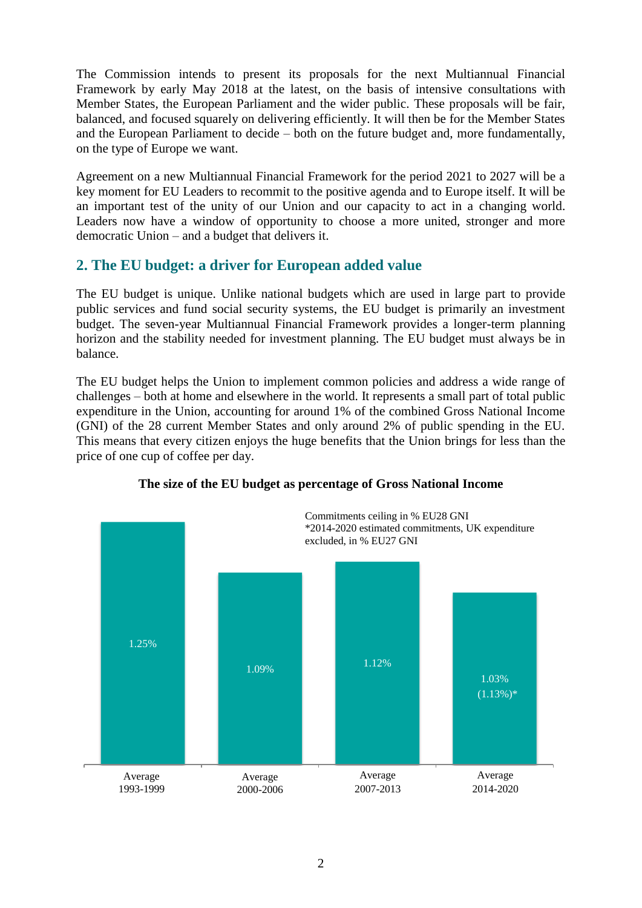The Commission intends to present its proposals for the next Multiannual Financial Framework by early May 2018 at the latest, on the basis of intensive consultations with Member States, the European Parliament and the wider public. These proposals will be fair, balanced, and focused squarely on delivering efficiently. It will then be for the Member States and the European Parliament to decide – both on the future budget and, more fundamentally, on the type of Europe we want.

Agreement on a new Multiannual Financial Framework for the period 2021 to 2027 will be a key moment for EU Leaders to recommit to the positive agenda and to Europe itself. It will be an important test of the unity of our Union and our capacity to act in a changing world. Leaders now have a window of opportunity to choose a more united, stronger and more democratic Union – and a budget that delivers it.

## 2. The EU budget: a driver for European added value

The EU budget is unique. Unlike national budgets which are used in large part to provide public services and fund social security systems, the EU budget is primarily an investment budget. The seven-year Multiannual Financial Framework provides a longer-term planning horizon and the stability needed for investment planning. The EU budget must always be in balance.

The EU budget helps the Union to implement common policies and address a wide range of challenges – both at home and elsewhere in the world. It represents a small part of total public expenditure in the Union, accounting for around 1% of the combined Gross National Income (GNI) of the 28 current Member States and only around 2% of public spending in the EU. This means that every citizen enjoys the huge benefits that the Union brings for less than the price of one cup of coffee per day.

**The size of the EU budget as percentage of Gross National Income**

Commitments ceiling in % EU28 GNI
*2014-2020 estimated commitments, UK expenditure excluded, in % EU27 GNI

| Period | % of GNI |
|---|---|
| Average 1993-1999 | 1.25% |
| Average 2000-2006 | 1.09% |
| Average 2007-2013 | 1.12% |
| Average 2014-2020 | 1.03% (1.13%)* |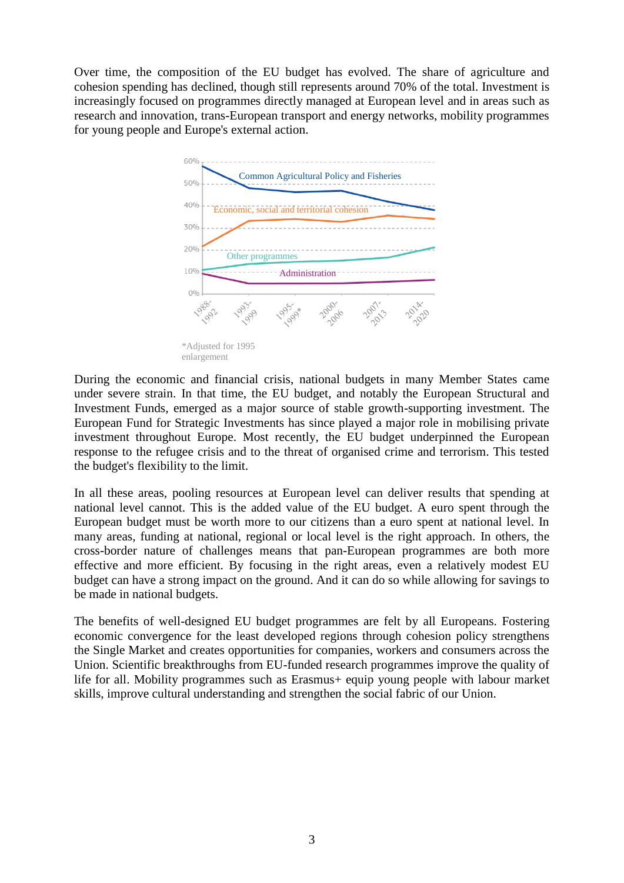Over time, the composition of the EU budget has evolved. The share of agriculture and cohesion spending has declined, though still represents around 70% of the total. Investment is increasingly focused on programmes directly managed at European level and in areas such as research and innovation, trans-European transport and energy networks, mobility programmes for young people and Europe's external action.

*Adjusted for 1995 enlargement

During the economic and financial crisis, national budgets in many Member States came under severe strain. In that time, the EU budget, and notably the European Structural and Investment Funds, emerged as a major source of stable growth-supporting investment. The European Fund for Strategic Investments has since played a major role in mobilising private investment throughout Europe. Most recently, the EU budget underpinned the European response to the refugee crisis and to the threat of organised crime and terrorism. This tested the budget's flexibility to the limit.

In all these areas, pooling resources at European level can deliver results that spending at national level cannot. This is the added value of the EU budget. A euro spent through the European budget must be worth more to our citizens than a euro spent at national level. In many areas, funding at national, regional or local level is the right approach. In others, the cross-border nature of challenges means that pan-European programmes are both more effective and more efficient. By focusing in the right areas, even a relatively modest EU budget can have a strong impact on the ground. And it can do so while allowing for savings to be made in national budgets.

The benefits of well-designed EU budget programmes are felt by all Europeans. Fostering economic convergence for the least developed regions through cohesion policy strengthens the Single Market and creates opportunities for companies, workers and consumers across the Union. Scientific breakthroughs from EU-funded research programmes improve the quality of life for all. Mobility programmes such as Erasmus+ equip young people with labour market skills, improve cultural understanding and strengthen the social fabric of our Union.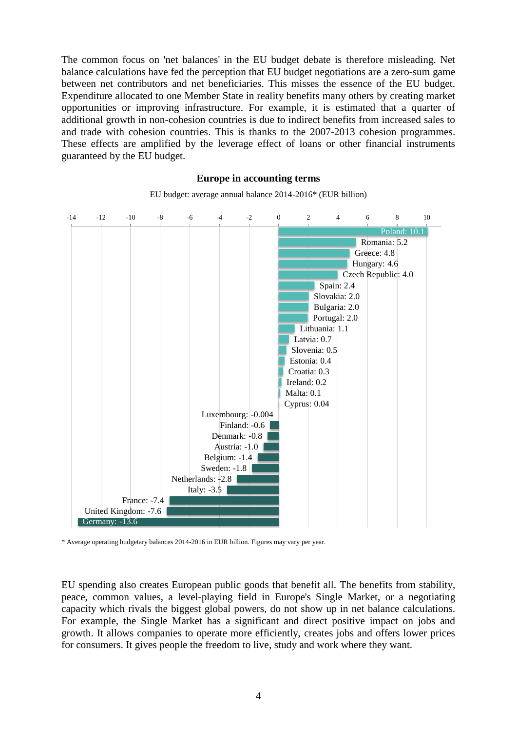The common focus on 'net balances' in the EU budget debate is therefore misleading. Net balance calculations have fed the perception that EU budget negotiations are a zero-sum game between net contributors and net beneficiaries. This misses the essence of the EU budget. Expenditure allocated to one Member State in reality benefits many others by creating market opportunities or improving infrastructure. For example, it is estimated that a quarter of additional growth in non-cohesion countries is due to indirect benefits from increased sales to and trade with cohesion countries. This is thanks to the 2007-2013 cohesion programmes. These effects are amplified by the leverage effect of loans or other financial instruments guaranteed by the EU budget.

**Europe in accounting terms**

EU budget: average annual balance 2014-2016* (EUR billion)

| Member State | Balance (EUR billion) |
|---|---|
| Poland | 10.1 |
| Romania | 5.2 |
| Greece | 4.8 |
| Hungary | 4.6 |
| Czech Republic | 4.0 |
| Spain | 2.4 |
| Slovakia | 2.0 |
| Bulgaria | 2.0 |
| Portugal | 2.0 |
| Lithuania | 1.1 |
| Latvia | 0.7 |
| Slovenia | 0.5 |
| Estonia | 0.4 |
| Croatia | 0.3 |
| Ireland | 0.2 |
| Malta | 0.1 |
| Cyprus | 0.04 |
| Luxembourg | -0.004 |
| Finland | -0.6 |
| Denmark | -0.8 |
| Austria | -1.0 |
| Belgium | -1.4 |
| Sweden | -1.8 |
| Netherlands | -2.8 |
| Italy | -3.5 |
| France | -7.4 |
| United Kingdom | -7.6 |
| Germany | -13.6 |

\* Average operating budgetary balances 2014-2016 in EUR billion. Figures may vary per year.

EU spending also creates European public goods that benefit all. The benefits from stability, peace, common values, a level-playing field in Europe's Single Market, or a negotiating capacity which rivals the biggest global powers, do not show up in net balance calculations. For example, the Single Market has a significant and direct positive impact on jobs and growth. It allows companies to operate more efficiently, creates jobs and offers lower prices for consumers. It gives people the freedom to live, study and work where they want.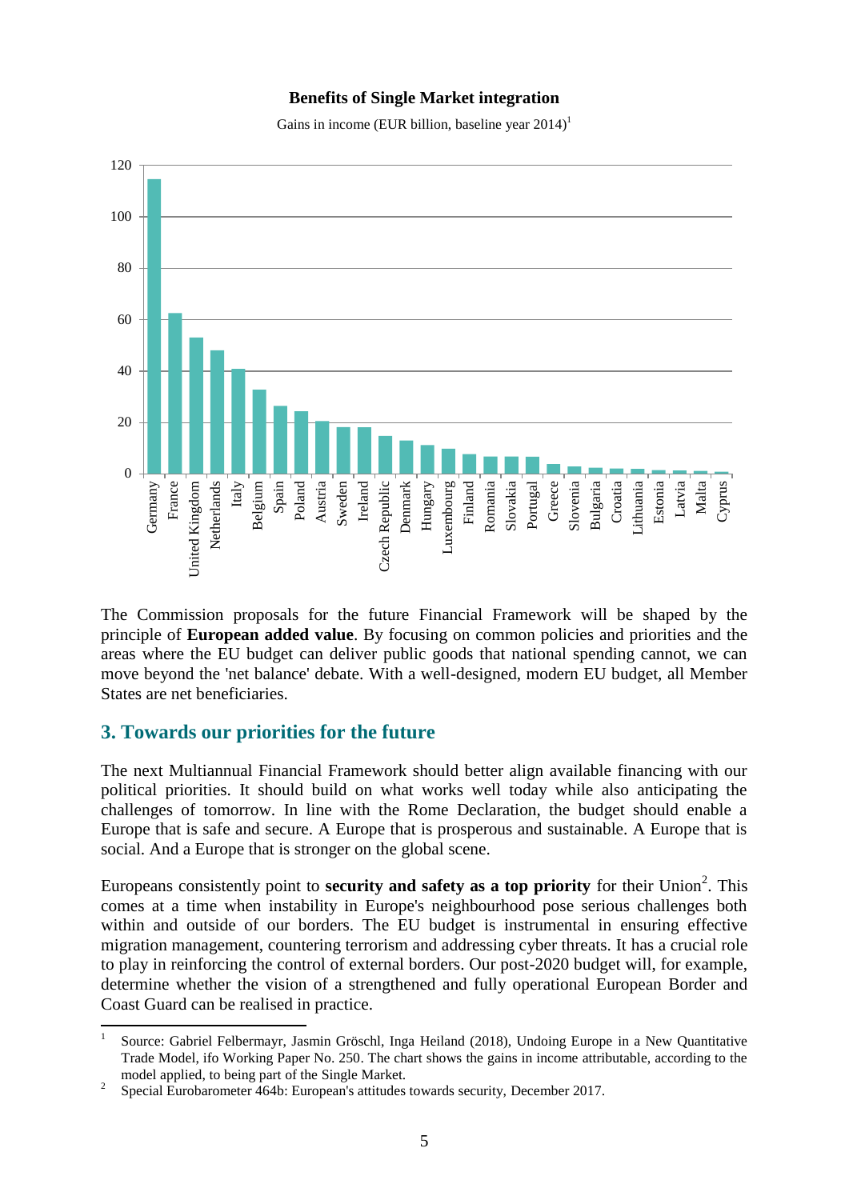**Benefits of Single Market integration**

Gains in income (EUR billion, baseline year 2014)[1]

The Commission proposals for the future Financial Framework will be shaped by the principle of **European added value**. By focusing on common policies and priorities and the areas where the EU budget can deliver public goods that national spending cannot, we can move beyond the 'net balance' debate. With a well-designed, modern EU budget, all Member States are net beneficiaries.

## 3. Towards our priorities for the future

The next Multiannual Financial Framework should better align available financing with our political priorities. It should build on what works well today while also anticipating the challenges of tomorrow. In line with the Rome Declaration, the budget should enable a Europe that is safe and secure. A Europe that is prosperous and sustainable. A Europe that is social. And a Europe that is stronger on the global scene.

Europeans consistently point to **security and safety as a top priority** for their Union[2]. This comes at a time when instability in Europe's neighbourhood pose serious challenges both within and outside of our borders. The EU budget is instrumental in ensuring effective migration management, countering terrorism and addressing cyber threats. It has a crucial role to play in reinforcing the control of external borders. Our post-2020 budget will, for example, determine whether the vision of a strengthened and fully operational European Border and Coast Guard can be realised in practice.

---

[1] Source: Gabriel Felbermayr, Jasmin Gröschl, Inga Heiland (2018), Undoing Europe in a New Quantitative Trade Model, ifo Working Paper No. 250. The chart shows the gains in income attributable, according to the model applied, to being part of the Single Market.

[2] Special Eurobarometer 464b: European's attitudes towards security, December 2017.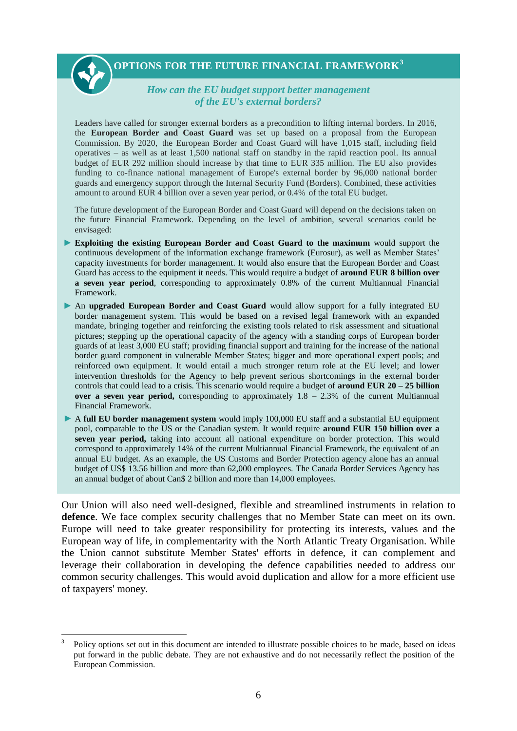## OPTIONS FOR THE FUTURE FINANCIAL FRAMEWORK[3]

*How can the EU budget support better management of the EU's external borders?*

Leaders have called for stronger external borders as a precondition to lifting internal borders. In 2016, the **European Border and Coast Guard** was set up based on a proposal from the European Commission. By 2020, the European Border and Coast Guard will have 1,015 staff, including field operatives – as well as at least 1,500 national staff on standby in the rapid reaction pool. Its annual budget of EUR 292 million should increase by that time to EUR 335 million. The EU also provides funding to co-finance national management of Europe's external border by 96,000 national border guards and emergency support through the Internal Security Fund (Borders). Combined, these activities amount to around EUR 4 billion over a seven year period, or 0.4% of the total EU budget.

The future development of the European Border and Coast Guard will depend on the decisions taken on the future Financial Framework. Depending on the level of ambition, several scenarios could be envisaged:

- **Exploiting the existing European Border and Coast Guard to the maximum** would support the continuous development of the information exchange framework (Eurosur), as well as Member States' capacity investments for border management. It would also ensure that the European Border and Coast Guard has access to the equipment it needs. This would require a budget of **around EUR 8 billion over a seven year period**, corresponding to approximately 0.8% of the current Multiannual Financial Framework.
- An **upgraded European Border and Coast Guard** would allow support for a fully integrated EU border management system. This would be based on a revised legal framework with an expanded mandate, bringing together and reinforcing the existing tools related to risk assessment and situational pictures; stepping up the operational capacity of the agency with a standing corps of European border guards of at least 3,000 EU staff; providing financial support and training for the increase of the national border guard component in vulnerable Member States; bigger and more operational expert pools; and reinforced own equipment. It would entail a much stronger return role at the EU level; and lower intervention thresholds for the Agency to help prevent serious shortcomings in the external border controls that could lead to a crisis. This scenario would require a budget of **around EUR 20 – 25 billion over a seven year period,** corresponding to approximately 1.8 – 2.3% of the current Multiannual Financial Framework.
- A **full EU border management system** would imply 100,000 EU staff and a substantial EU equipment pool, comparable to the US or the Canadian system. It would require **around EUR 150 billion over a seven year period,** taking into account all national expenditure on border protection. This would correspond to approximately 14% of the current Multiannual Financial Framework, the equivalent of an annual EU budget. As an example, the US Customs and Border Protection agency alone has an annual budget of US$ 13.56 billion and more than 62,000 employees. The Canada Border Services Agency has an annual budget of about Can$ 2 billion and more than 14,000 employees.

Our Union will also need well-designed, flexible and streamlined instruments in relation to **defence**. We face complex security challenges that no Member State can meet on its own. Europe will need to take greater responsibility for protecting its interests, values and the European way of life, in complementarity with the North Atlantic Treaty Organisation. While the Union cannot substitute Member States' efforts in defence, it can complement and leverage their collaboration in developing the defence capabilities needed to address our common security challenges. This would avoid duplication and allow for a more efficient use of taxpayers' money.

---

[3] Policy options set out in this document are intended to illustrate possible choices to be made, based on ideas put forward in the public debate. They are not exhaustive and do not necessarily reflect the position of the European Commission.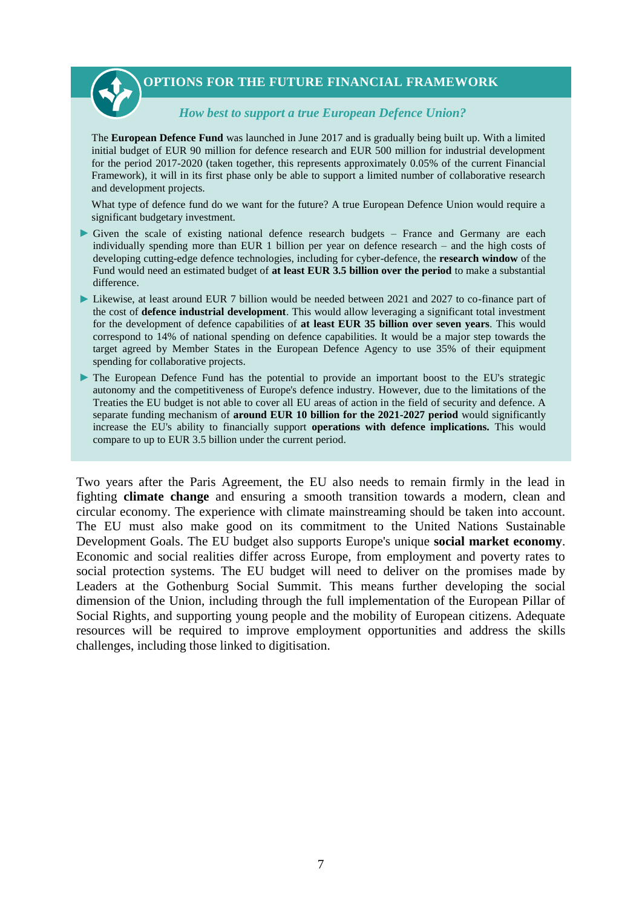## OPTIONS FOR THE FUTURE FINANCIAL FRAMEWORK

*How best to support a true European Defence Union?*

The **European Defence Fund** was launched in June 2017 and is gradually being built up. With a limited initial budget of EUR 90 million for defence research and EUR 500 million for industrial development for the period 2017-2020 (taken together, this represents approximately 0.05% of the current Financial Framework), it will in its first phase only be able to support a limited number of collaborative research and development projects.

What type of defence fund do we want for the future? A true European Defence Union would require a significant budgetary investment.

- Given the scale of existing national defence research budgets – France and Germany are each individually spending more than EUR 1 billion per year on defence research – and the high costs of developing cutting-edge defence technologies, including for cyber-defence, the **research window** of the Fund would need an estimated budget of **at least EUR 3.5 billion over the period** to make a substantial difference.
- Likewise, at least around EUR 7 billion would be needed between 2021 and 2027 to co-finance part of the cost of **defence industrial development**. This would allow leveraging a significant total investment for the development of defence capabilities of **at least EUR 35 billion over seven years**. This would correspond to 14% of national spending on defence capabilities. It would be a major step towards the target agreed by Member States in the European Defence Agency to use 35% of their equipment spending for collaborative projects.
- The European Defence Fund has the potential to provide an important boost to the EU's strategic autonomy and the competitiveness of Europe's defence industry. However, due to the limitations of the Treaties the EU budget is not able to cover all EU areas of action in the field of security and defence. A separate funding mechanism of **around EUR 10 billion for the 2021-2027 period** would significantly increase the EU's ability to financially support **operations with defence implications.** This would compare to up to EUR 3.5 billion under the current period.

Two years after the Paris Agreement, the EU also needs to remain firmly in the lead in fighting **climate change** and ensuring a smooth transition towards a modern, clean and circular economy. The experience with climate mainstreaming should be taken into account. The EU must also make good on its commitment to the United Nations Sustainable Development Goals. The EU budget also supports Europe's unique **social market economy**. Economic and social realities differ across Europe, from employment and poverty rates to social protection systems. The EU budget will need to deliver on the promises made by Leaders at the Gothenburg Social Summit. This means further developing the social dimension of the Union, including through the full implementation of the European Pillar of Social Rights, and supporting young people and the mobility of European citizens. Adequate resources will be required to improve employment opportunities and address the skills challenges, including those linked to digitisation.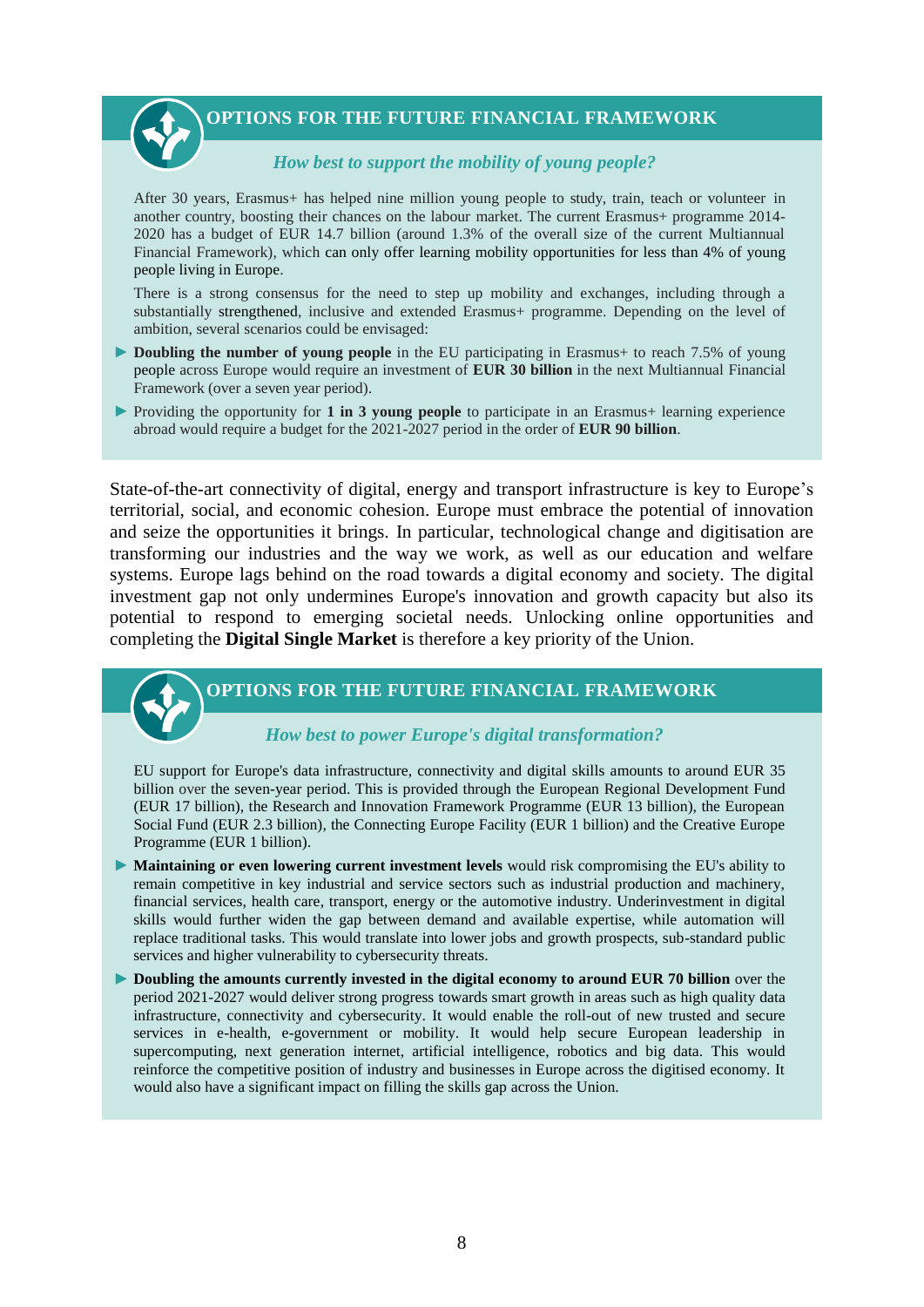### OPTIONS FOR THE FUTURE FINANCIAL FRAMEWORK

*How best to support the mobility of young people?*

After 30 years, Erasmus+ has helped nine million young people to study, train, teach or volunteer in another country, boosting their chances on the labour market. The current Erasmus+ programme 2014-2020 has a budget of EUR 14.7 billion (around 1.3% of the overall size of the current Multiannual Financial Framework), which can only offer learning mobility opportunities for less than 4% of young people living in Europe.

There is a strong consensus for the need to step up mobility and exchanges, including through a substantially strengthened, inclusive and extended Erasmus+ programme. Depending on the level of ambition, several scenarios could be envisaged:

- **Doubling the number of young people** in the EU participating in Erasmus+ to reach 7.5% of young people across Europe would require an investment of **EUR 30 billion** in the next Multiannual Financial Framework (over a seven year period).
- Providing the opportunity for **1 in 3 young people** to participate in an Erasmus+ learning experience abroad would require a budget for the 2021-2027 period in the order of **EUR 90 billion**.

State-of-the-art connectivity of digital, energy and transport infrastructure is key to Europe's territorial, social, and economic cohesion. Europe must embrace the potential of innovation and seize the opportunities it brings. In particular, technological change and digitisation are transforming our industries and the way we work, as well as our education and welfare systems. Europe lags behind on the road towards a digital economy and society. The digital investment gap not only undermines Europe's innovation and growth capacity but also its potential to respond to emerging societal needs. Unlocking online opportunities and completing the **Digital Single Market** is therefore a key priority of the Union.

### OPTIONS FOR THE FUTURE FINANCIAL FRAMEWORK

*How best to power Europe's digital transformation?*

EU support for Europe's data infrastructure, connectivity and digital skills amounts to around EUR 35 billion over the seven-year period. This is provided through the European Regional Development Fund (EUR 17 billion), the Research and Innovation Framework Programme (EUR 13 billion), the European Social Fund (EUR 2.3 billion), the Connecting Europe Facility (EUR 1 billion) and the Creative Europe Programme (EUR 1 billion).

- **Maintaining or even lowering current investment levels** would risk compromising the EU's ability to remain competitive in key industrial and service sectors such as industrial production and machinery, financial services, health care, transport, energy or the automotive industry. Underinvestment in digital skills would further widen the gap between demand and available expertise, while automation will replace traditional tasks. This would translate into lower jobs and growth prospects, sub-standard public services and higher vulnerability to cybersecurity threats.
- **Doubling the amounts currently invested in the digital economy to around EUR 70 billion** over the period 2021-2027 would deliver strong progress towards smart growth in areas such as high quality data infrastructure, connectivity and cybersecurity. It would enable the roll-out of new trusted and secure services in e-health, e-government or mobility. It would help secure European leadership in supercomputing, next generation internet, artificial intelligence, robotics and big data. This would reinforce the competitive position of industry and businesses in Europe across the digitised economy. It would also have a significant impact on filling the skills gap across the Union.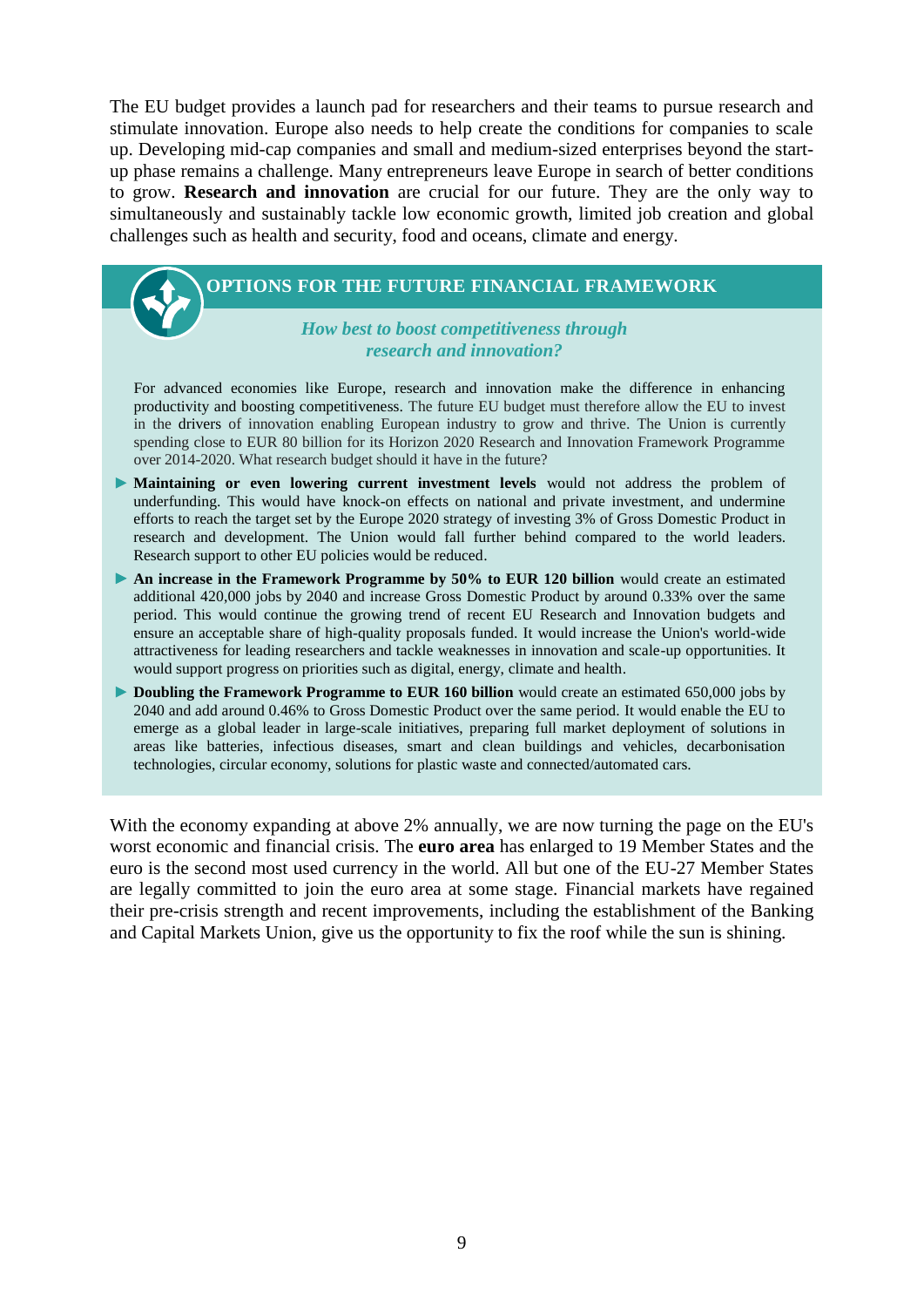The EU budget provides a launch pad for researchers and their teams to pursue research and stimulate innovation. Europe also needs to help create the conditions for companies to scale up. Developing mid-cap companies and small and medium-sized enterprises beyond the start-up phase remains a challenge. Many entrepreneurs leave Europe in search of better conditions to grow. **Research and innovation** are crucial for our future. They are the only way to simultaneously and sustainably tackle low economic growth, limited job creation and global challenges such as health and security, food and oceans, climate and energy.

## OPTIONS FOR THE FUTURE FINANCIAL FRAMEWORK

*How best to boost competitiveness through research and innovation?*

For advanced economies like Europe, research and innovation make the difference in enhancing productivity and boosting competitiveness. The future EU budget must therefore allow the EU to invest in the drivers of innovation enabling European industry to grow and thrive. The Union is currently spending close to EUR 80 billion for its Horizon 2020 Research and Innovation Framework Programme over 2014-2020. What research budget should it have in the future?

- **Maintaining or even lowering current investment levels** would not address the problem of underfunding. This would have knock-on effects on national and private investment, and undermine efforts to reach the target set by the Europe 2020 strategy of investing 3% of Gross Domestic Product in research and development. The Union would fall further behind compared to the world leaders. Research support to other EU policies would be reduced.
- **An increase in the Framework Programme by 50% to EUR 120 billion** would create an estimated additional 420,000 jobs by 2040 and increase Gross Domestic Product by around 0.33% over the same period. This would continue the growing trend of recent EU Research and Innovation budgets and ensure an acceptable share of high-quality proposals funded. It would increase the Union's world-wide attractiveness for leading researchers and tackle weaknesses in innovation and scale-up opportunities. It would support progress on priorities such as digital, energy, climate and health.
- **Doubling the Framework Programme to EUR 160 billion** would create an estimated 650,000 jobs by 2040 and add around 0.46% to Gross Domestic Product over the same period. It would enable the EU to emerge as a global leader in large-scale initiatives, preparing full market deployment of solutions in areas like batteries, infectious diseases, smart and clean buildings and vehicles, decarbonisation technologies, circular economy, solutions for plastic waste and connected/automated cars.

With the economy expanding at above 2% annually, we are now turning the page on the EU's worst economic and financial crisis. The **euro area** has enlarged to 19 Member States and the euro is the second most used currency in the world. All but one of the EU-27 Member States are legally committed to join the euro area at some stage. Financial markets have regained their pre-crisis strength and recent improvements, including the establishment of the Banking and Capital Markets Union, give us the opportunity to fix the roof while the sun is shining.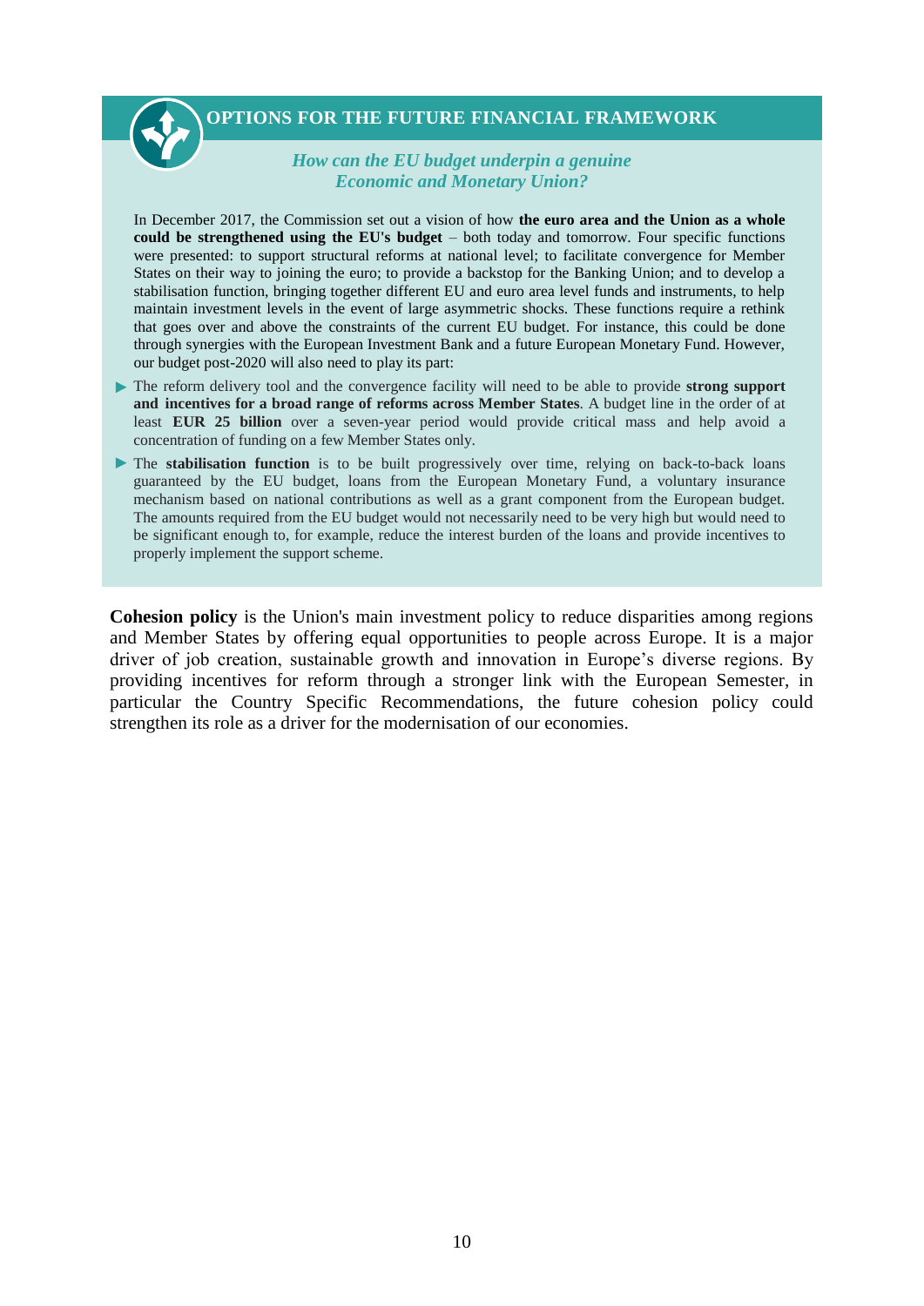## OPTIONS FOR THE FUTURE FINANCIAL FRAMEWORK

*How can the EU budget underpin a genuine Economic and Monetary Union?*

In December 2017, the Commission set out a vision of how **the euro area and the Union as a whole could be strengthened using the EU's budget** – both today and tomorrow. Four specific functions were presented: to support structural reforms at national level; to facilitate convergence for Member States on their way to joining the euro; to provide a backstop for the Banking Union; and to develop a stabilisation function, bringing together different EU and euro area level funds and instruments, to help maintain investment levels in the event of large asymmetric shocks. These functions require a rethink that goes over and above the constraints of the current EU budget. For instance, this could be done through synergies with the European Investment Bank and a future European Monetary Fund. However, our budget post-2020 will also need to play its part:

- The reform delivery tool and the convergence facility will need to be able to provide **strong support and incentives for a broad range of reforms across Member States**. A budget line in the order of at least **EUR 25 billion** over a seven-year period would provide critical mass and help avoid a concentration of funding on a few Member States only.
- The **stabilisation function** is to be built progressively over time, relying on back-to-back loans guaranteed by the EU budget, loans from the European Monetary Fund, a voluntary insurance mechanism based on national contributions as well as a grant component from the European budget. The amounts required from the EU budget would not necessarily need to be very high but would need to be significant enough to, for example, reduce the interest burden of the loans and provide incentives to properly implement the support scheme.

**Cohesion policy** is the Union's main investment policy to reduce disparities among regions and Member States by offering equal opportunities to people across Europe. It is a major driver of job creation, sustainable growth and innovation in Europe's diverse regions. By providing incentives for reform through a stronger link with the European Semester, in particular the Country Specific Recommendations, the future cohesion policy could strengthen its role as a driver for the modernisation of our economies.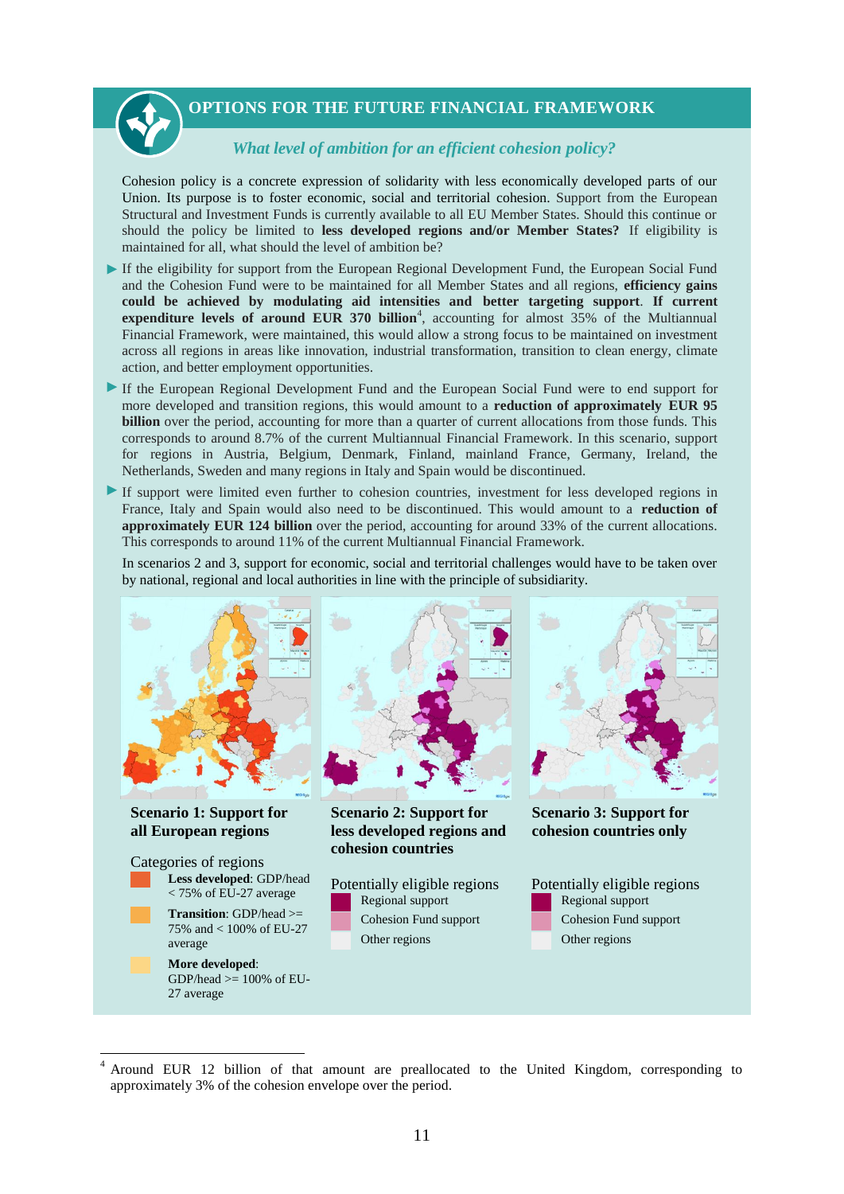## OPTIONS FOR THE FUTURE FINANCIAL FRAMEWORK

### *What level of ambition for an efficient cohesion policy?*

Cohesion policy is a concrete expression of solidarity with less economically developed parts of our Union. Its purpose is to foster economic, social and territorial cohesion. Support from the European Structural and Investment Funds is currently available to all EU Member States. Should this continue or should the policy be limited to **less developed regions and/or Member States?** If eligibility is maintained for all, what should the level of ambition be?

- If the eligibility for support from the European Regional Development Fund, the European Social Fund and the Cohesion Fund were to be maintained for all Member States and all regions, **efficiency gains could be achieved by modulating aid intensities and better targeting support**. **If current expenditure levels of around EUR 370 billion**[4], accounting for almost 35% of the Multiannual Financial Framework, were maintained, this would allow a strong focus to be maintained on investment across all regions in areas like innovation, industrial transformation, transition to clean energy, climate action, and better employment opportunities.
- If the European Regional Development Fund and the European Social Fund were to end support for more developed and transition regions, this would amount to a **reduction of approximately EUR 95 billion** over the period, accounting for more than a quarter of current allocations from those funds. This corresponds to around 8.7% of the current Multiannual Financial Framework. In this scenario, support for regions in Austria, Belgium, Denmark, Finland, mainland France, Germany, Ireland, the Netherlands, Sweden and many regions in Italy and Spain would be discontinued.
- If support were limited even further to cohesion countries, investment for less developed regions in France, Italy and Spain would also need to be discontinued. This would amount to a **reduction of approximately EUR 124 billion** over the period, accounting for around 33% of the current allocations. This corresponds to around 11% of the current Multiannual Financial Framework.

In scenarios 2 and 3, support for economic, social and territorial challenges would have to be taken over by national, regional and local authorities in line with the principle of subsidiarity.

**Scenario 1: Support for all European regions**

Categories of regions
- **Less developed**: GDP/head < 75% of EU-27 average
- **Transition**: GDP/head >= 75% and < 100% of EU-27 average
- **More developed**: GDP/head >= 100% of EU-27 average

**Scenario 2: Support for less developed regions and cohesion countries**

Potentially eligible regions
- Regional support
- Cohesion Fund support
- Other regions

**Scenario 3: Support for cohesion countries only**

Potentially eligible regions
- Regional support
- Cohesion Fund support
- Other regions

---

[4] Around EUR 12 billion of that amount are preallocated to the United Kingdom, corresponding to approximately 3% of the cohesion envelope over the period.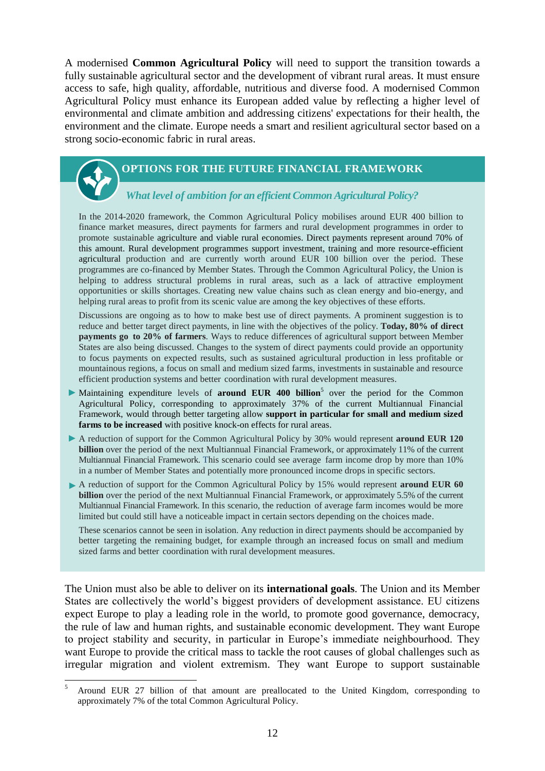A modernised **Common Agricultural Policy** will need to support the transition towards a fully sustainable agricultural sector and the development of vibrant rural areas. It must ensure access to safe, high quality, affordable, nutritious and diverse food. A modernised Common Agricultural Policy must enhance its European added value by reflecting a higher level of environmental and climate ambition and addressing citizens' expectations for their health, the environment and the climate. Europe needs a smart and resilient agricultural sector based on a strong socio-economic fabric in rural areas.

## OPTIONS FOR THE FUTURE FINANCIAL FRAMEWORK

### *What level of ambition for an efficient Common Agricultural Policy?*

In the 2014-2020 framework, the Common Agricultural Policy mobilises around EUR 400 billion to finance market measures, direct payments for farmers and rural development programmes in order to promote sustainable agriculture and viable rural economies. Direct payments represent around 70% of this amount. Rural development programmes support investment, training and more resource-efficient agricultural production and are currently worth around EUR 100 billion over the period. These programmes are co-financed by Member States. Through the Common Agricultural Policy, the Union is helping to address structural problems in rural areas, such as a lack of attractive employment opportunities or skills shortages. Creating new value chains such as clean energy and bio-energy, and helping rural areas to profit from its scenic value are among the key objectives of these efforts.

Discussions are ongoing as to how to make best use of direct payments. A prominent suggestion is to reduce and better target direct payments, in line with the objectives of the policy. **Today, 80% of direct payments go to 20% of farmers**. Ways to reduce differences of agricultural support between Member States are also being discussed. Changes to the system of direct payments could provide an opportunity to focus payments on expected results, such as sustained agricultural production in less profitable or mountainous regions, a focus on small and medium sized farms, investments in sustainable and resource efficient production systems and better coordination with rural development measures.

- Maintaining expenditure levels of **around EUR 400 billion**[5] over the period for the Common Agricultural Policy, corresponding to approximately 37% of the current Multiannual Financial Framework, would through better targeting allow **support in particular for small and medium sized farms to be increased** with positive knock-on effects for rural areas.
- A reduction of support for the Common Agricultural Policy by 30% would represent **around EUR 120 billion** over the period of the next Multiannual Financial Framework, or approximately 11% of the current Multiannual Financial Framework. This scenario could see average farm income drop by more than 10% in a number of Member States and potentially more pronounced income drops in specific sectors.
- A reduction of support for the Common Agricultural Policy by 15% would represent **around EUR 60 billion** over the period of the next Multiannual Financial Framework, or approximately 5.5% of the current Multiannual Financial Framework. In this scenario, the reduction of average farm incomes would be more limited but could still have a noticeable impact in certain sectors depending on the choices made.

These scenarios cannot be seen in isolation. Any reduction in direct payments should be accompanied by better targeting the remaining budget, for example through an increased focus on small and medium sized farms and better coordination with rural development measures.

The Union must also be able to deliver on its **international goals**. The Union and its Member States are collectively the world's biggest providers of development assistance. EU citizens expect Europe to play a leading role in the world, to promote good governance, democracy, the rule of law and human rights, and sustainable economic development. They want Europe to project stability and security, in particular in Europe's immediate neighbourhood. They want Europe to provide the critical mass to tackle the root causes of global challenges such as irregular migration and violent extremism. They want Europe to support sustainable

---

[5] Around EUR 27 billion of that amount are preallocated to the United Kingdom, corresponding to approximately 7% of the total Common Agricultural Policy.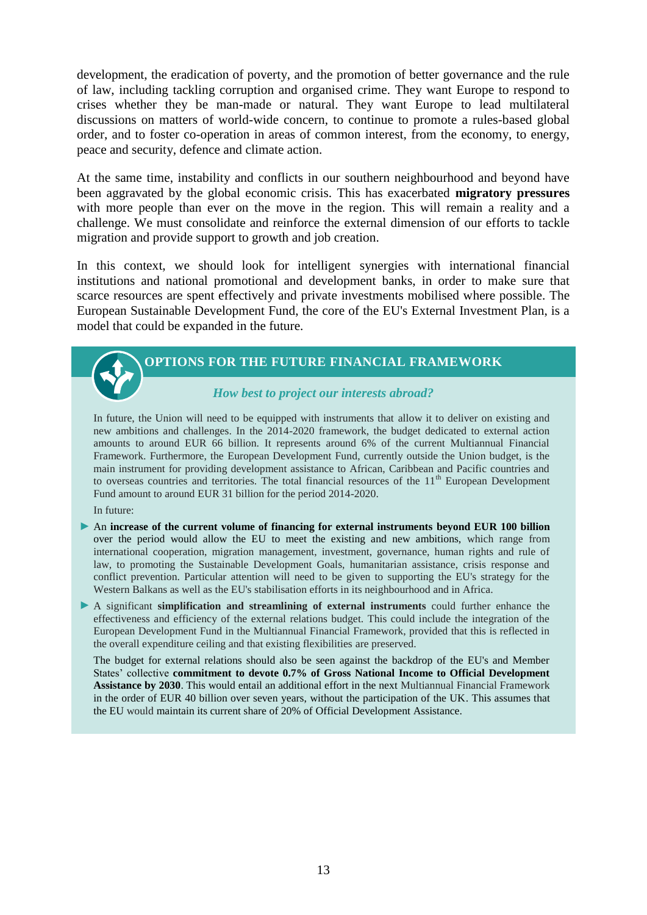development, the eradication of poverty, and the promotion of better governance and the rule of law, including tackling corruption and organised crime. They want Europe to respond to crises whether they be man-made or natural. They want Europe to lead multilateral discussions on matters of world-wide concern, to continue to promote a rules-based global order, and to foster co-operation in areas of common interest, from the economy, to energy, peace and security, defence and climate action.

At the same time, instability and conflicts in our southern neighbourhood and beyond have been aggravated by the global economic crisis. This has exacerbated **migratory pressures** with more people than ever on the move in the region. This will remain a reality and a challenge. We must consolidate and reinforce the external dimension of our efforts to tackle migration and provide support to growth and job creation.

In this context, we should look for intelligent synergies with international financial institutions and national promotional and development banks, in order to make sure that scarce resources are spent effectively and private investments mobilised where possible. The European Sustainable Development Fund, the core of the EU's External Investment Plan, is a model that could be expanded in the future.

## OPTIONS FOR THE FUTURE FINANCIAL FRAMEWORK

### *How best to project our interests abroad?*

In future, the Union will need to be equipped with instruments that allow it to deliver on existing and new ambitions and challenges. In the 2014-2020 framework, the budget dedicated to external action amounts to around EUR 66 billion. It represents around 6% of the current Multiannual Financial Framework. Furthermore, the European Development Fund, currently outside the Union budget, is the main instrument for providing development assistance to African, Caribbean and Pacific countries and to overseas countries and territories. The total financial resources of the 11th European Development Fund amount to around EUR 31 billion for the period 2014-2020.

In future:

- An **increase of the current volume of financing for external instruments beyond EUR 100 billion** over the period would allow the EU to meet the existing and new ambitions, which range from international cooperation, migration management, investment, governance, human rights and rule of law, to promoting the Sustainable Development Goals, humanitarian assistance, crisis response and conflict prevention. Particular attention will need to be given to supporting the EU's strategy for the Western Balkans as well as the EU's stabilisation efforts in its neighbourhood and in Africa.
- A significant **simplification and streamlining of external instruments** could further enhance the effectiveness and efficiency of the external relations budget. This could include the integration of the European Development Fund in the Multiannual Financial Framework, provided that this is reflected in the overall expenditure ceiling and that existing flexibilities are preserved.

The budget for external relations should also be seen against the backdrop of the EU's and Member States' collective **commitment to devote 0.7% of Gross National Income to Official Development Assistance by 2030**. This would entail an additional effort in the next Multiannual Financial Framework in the order of EUR 40 billion over seven years, without the participation of the UK. This assumes that the EU would maintain its current share of 20% of Official Development Assistance.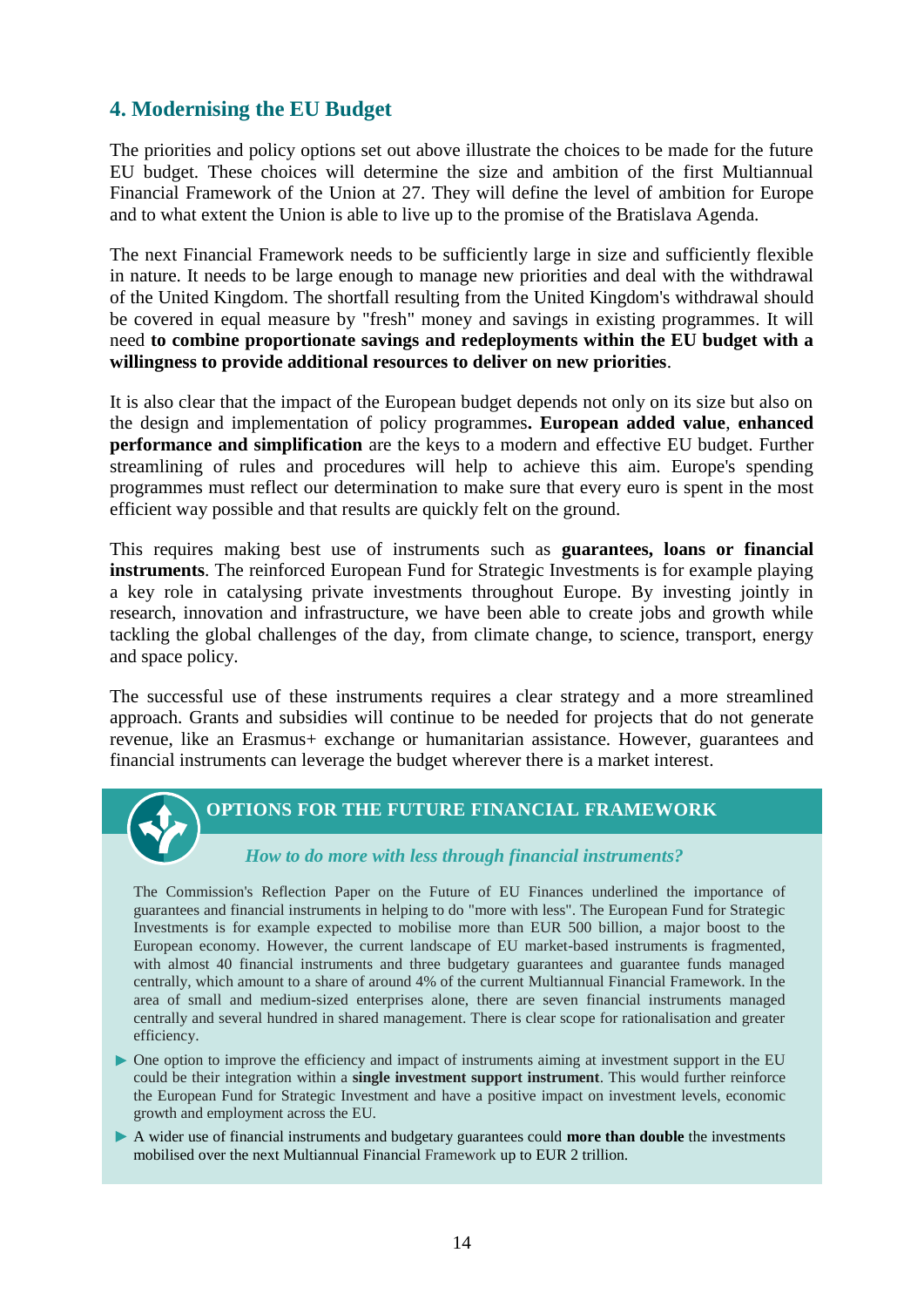## 4. Modernising the EU Budget

The priorities and policy options set out above illustrate the choices to be made for the future EU budget. These choices will determine the size and ambition of the first Multiannual Financial Framework of the Union at 27. They will define the level of ambition for Europe and to what extent the Union is able to live up to the promise of the Bratislava Agenda.

The next Financial Framework needs to be sufficiently large in size and sufficiently flexible in nature. It needs to be large enough to manage new priorities and deal with the withdrawal of the United Kingdom. The shortfall resulting from the United Kingdom's withdrawal should be covered in equal measure by "fresh" money and savings in existing programmes. It will need **to combine proportionate savings and redeployments within the EU budget with a willingness to provide additional resources to deliver on new priorities**.

It is also clear that the impact of the European budget depends not only on its size but also on the design and implementation of policy programmes**. European added value**, **enhanced performance and simplification** are the keys to a modern and effective EU budget. Further streamlining of rules and procedures will help to achieve this aim. Europe's spending programmes must reflect our determination to make sure that every euro is spent in the most efficient way possible and that results are quickly felt on the ground.

This requires making best use of instruments such as **guarantees, loans or financial instruments**. The reinforced European Fund for Strategic Investments is for example playing a key role in catalysing private investments throughout Europe. By investing jointly in research, innovation and infrastructure, we have been able to create jobs and growth while tackling the global challenges of the day, from climate change, to science, transport, energy and space policy.

The successful use of these instruments requires a clear strategy and a more streamlined approach. Grants and subsidies will continue to be needed for projects that do not generate revenue, like an Erasmus+ exchange or humanitarian assistance. However, guarantees and financial instruments can leverage the budget wherever there is a market interest.

### OPTIONS FOR THE FUTURE FINANCIAL FRAMEWORK

*How to do more with less through financial instruments?*

The Commission's Reflection Paper on the Future of EU Finances underlined the importance of guarantees and financial instruments in helping to do "more with less". The European Fund for Strategic Investments is for example expected to mobilise more than EUR 500 billion, a major boost to the European economy. However, the current landscape of EU market-based instruments is fragmented, with almost 40 financial instruments and three budgetary guarantees and guarantee funds managed centrally, which amount to a share of around 4% of the current Multiannual Financial Framework. In the area of small and medium-sized enterprises alone, there are seven financial instruments managed centrally and several hundred in shared management. There is clear scope for rationalisation and greater efficiency.

- One option to improve the efficiency and impact of instruments aiming at investment support in the EU could be their integration within a **single investment support instrument**. This would further reinforce the European Fund for Strategic Investment and have a positive impact on investment levels, economic growth and employment across the EU.
- A wider use of financial instruments and budgetary guarantees could **more than double** the investments mobilised over the next Multiannual Financial Framework up to EUR 2 trillion.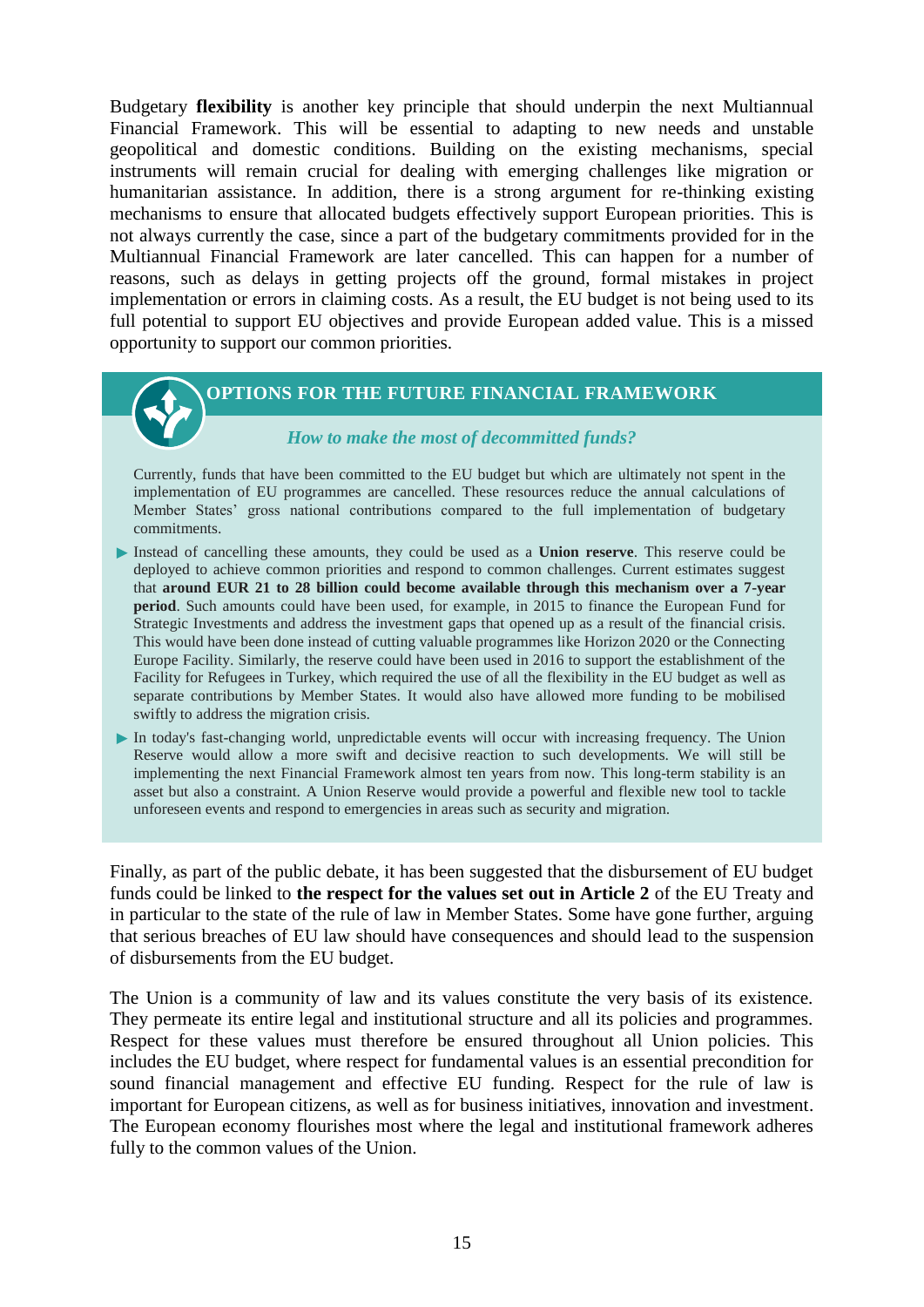Budgetary **flexibility** is another key principle that should underpin the next Multiannual Financial Framework. This will be essential to adapting to new needs and unstable geopolitical and domestic conditions. Building on the existing mechanisms, special instruments will remain crucial for dealing with emerging challenges like migration or humanitarian assistance. In addition, there is a strong argument for re-thinking existing mechanisms to ensure that allocated budgets effectively support European priorities. This is not always currently the case, since a part of the budgetary commitments provided for in the Multiannual Financial Framework are later cancelled. This can happen for a number of reasons, such as delays in getting projects off the ground, formal mistakes in project implementation or errors in claiming costs. As a result, the EU budget is not being used to its full potential to support EU objectives and provide European added value. This is a missed opportunity to support our common priorities.

### OPTIONS FOR THE FUTURE FINANCIAL FRAMEWORK

***How to make the most of decommitted funds?***

Currently, funds that have been committed to the EU budget but which are ultimately not spent in the implementation of EU programmes are cancelled. These resources reduce the annual calculations of Member States' gross national contributions compared to the full implementation of budgetary commitments.

- Instead of cancelling these amounts, they could be used as a **Union reserve**. This reserve could be deployed to achieve common priorities and respond to common challenges. Current estimates suggest that **around EUR 21 to 28 billion could become available through this mechanism over a 7-year period**. Such amounts could have been used, for example, in 2015 to finance the European Fund for Strategic Investments and address the investment gaps that opened up as a result of the financial crisis. This would have been done instead of cutting valuable programmes like Horizon 2020 or the Connecting Europe Facility. Similarly, the reserve could have been used in 2016 to support the establishment of the Facility for Refugees in Turkey, which required the use of all the flexibility in the EU budget as well as separate contributions by Member States. It would also have allowed more funding to be mobilised swiftly to address the migration crisis.
- In today's fast-changing world, unpredictable events will occur with increasing frequency. The Union Reserve would allow a more swift and decisive reaction to such developments. We will still be implementing the next Financial Framework almost ten years from now. This long-term stability is an asset but also a constraint. A Union Reserve would provide a powerful and flexible new tool to tackle unforeseen events and respond to emergencies in areas such as security and migration.

Finally, as part of the public debate, it has been suggested that the disbursement of EU budget funds could be linked to **the respect for the values set out in Article 2** of the EU Treaty and in particular to the state of the rule of law in Member States. Some have gone further, arguing that serious breaches of EU law should have consequences and should lead to the suspension of disbursements from the EU budget.

The Union is a community of law and its values constitute the very basis of its existence. They permeate its entire legal and institutional structure and all its policies and programmes. Respect for these values must therefore be ensured throughout all Union policies. This includes the EU budget, where respect for fundamental values is an essential precondition for sound financial management and effective EU funding. Respect for the rule of law is important for European citizens, as well as for business initiatives, innovation and investment. The European economy flourishes most where the legal and institutional framework adheres fully to the common values of the Union.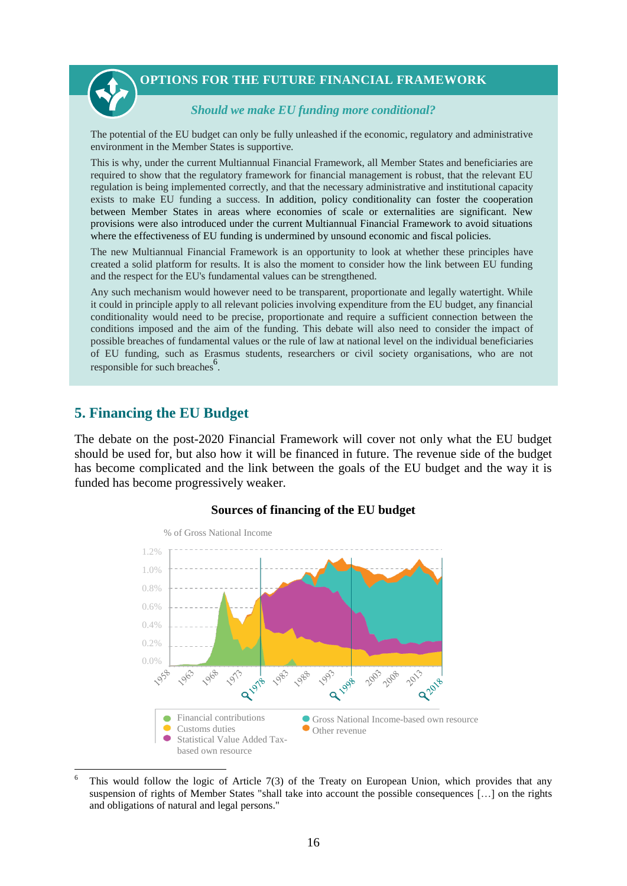## OPTIONS FOR THE FUTURE FINANCIAL FRAMEWORK

*Should we make EU funding more conditional?*

The potential of the EU budget can only be fully unleashed if the economic, regulatory and administrative environment in the Member States is supportive.

This is why, under the current Multiannual Financial Framework, all Member States and beneficiaries are required to show that the regulatory framework for financial management is robust, that the relevant EU regulation is being implemented correctly, and that the necessary administrative and institutional capacity exists to make EU funding a success. In addition, policy conditionality can foster the cooperation between Member States in areas where economies of scale or externalities are significant. New provisions were also introduced under the current Multiannual Financial Framework to avoid situations where the effectiveness of EU funding is undermined by unsound economic and fiscal policies.

The new Multiannual Financial Framework is an opportunity to look at whether these principles have created a solid platform for results. It is also the moment to consider how the link between EU funding and the respect for the EU's fundamental values can be strengthened.

Any such mechanism would however need to be transparent, proportionate and legally watertight. While it could in principle apply to all relevant policies involving expenditure from the EU budget, any financial conditionality would need to be precise, proportionate and require a sufficient connection between the conditions imposed and the aim of the funding. This debate will also need to consider the impact of possible breaches of fundamental values or the rule of law at national level on the individual beneficiaries of EU funding, such as Erasmus students, researchers or civil society organisations, who are not responsible for such breaches[6].

## 5. Financing the EU Budget

The debate on the post-2020 Financial Framework will cover not only what the EU budget should be used for, but also how it will be financed in future. The revenue side of the budget has become complicated and the link between the goals of the EU budget and the way it is funded has become progressively weaker.

**Sources of financing of the EU budget**

% of Gross National Income

Legend: Financial contributions; Customs duties; Statistical Value Added Tax-based own resource; Gross National Income-based own resource; Other revenue

[6] This would follow the logic of Article 7(3) of the Treaty on European Union, which provides that any suspension of rights of Member States "shall take into account the possible consequences […] on the rights and obligations of natural and legal persons."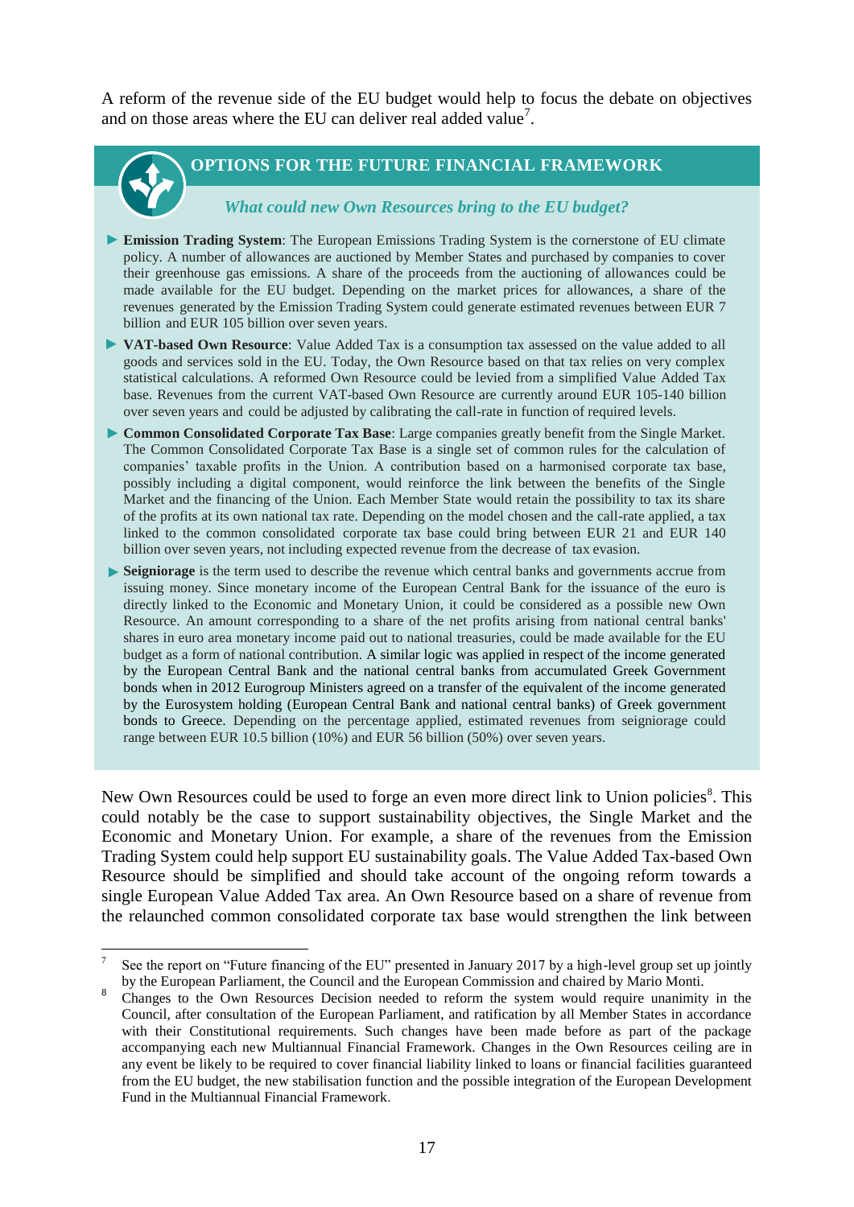A reform of the revenue side of the EU budget would help to focus the debate on objectives and on those areas where the EU can deliver real added value[7].

## OPTIONS FOR THE FUTURE FINANCIAL FRAMEWORK

***What could new Own Resources bring to the EU budget?***

- **Emission Trading System**: The European Emissions Trading System is the cornerstone of EU climate policy. A number of allowances are auctioned by Member States and purchased by companies to cover their greenhouse gas emissions. A share of the proceeds from the auctioning of allowances could be made available for the EU budget. Depending on the market prices for allowances, a share of the revenues generated by the Emission Trading System could generate estimated revenues between EUR 7 billion and EUR 105 billion over seven years.
- **VAT-based Own Resource**: Value Added Tax is a consumption tax assessed on the value added to all goods and services sold in the EU. Today, the Own Resource based on that tax relies on very complex statistical calculations. A reformed Own Resource could be levied from a simplified Value Added Tax base. Revenues from the current VAT-based Own Resource are currently around EUR 105-140 billion over seven years and could be adjusted by calibrating the call-rate in function of required levels.
- **Common Consolidated Corporate Tax Base**: Large companies greatly benefit from the Single Market. The Common Consolidated Corporate Tax Base is a single set of common rules for the calculation of companies' taxable profits in the Union. A contribution based on a harmonised corporate tax base, possibly including a digital component, would reinforce the link between the benefits of the Single Market and the financing of the Union. Each Member State would retain the possibility to tax its share of the profits at its own national tax rate. Depending on the model chosen and the call-rate applied, a tax linked to the common consolidated corporate tax base could bring between EUR 21 and EUR 140 billion over seven years, not including expected revenue from the decrease of tax evasion.
- **Seigniorage** is the term used to describe the revenue which central banks and governments accrue from issuing money. Since monetary income of the European Central Bank for the issuance of the euro is directly linked to the Economic and Monetary Union, it could be considered as a possible new Own Resource. An amount corresponding to a share of the net profits arising from national central banks' shares in euro area monetary income paid out to national treasuries, could be made available for the EU budget as a form of national contribution. A similar logic was applied in respect of the income generated by the European Central Bank and the national central banks from accumulated Greek Government bonds when in 2012 Eurogroup Ministers agreed on a transfer of the equivalent of the income generated by the Eurosystem holding (European Central Bank and national central banks) of Greek government bonds to Greece. Depending on the percentage applied, estimated revenues from seigniorage could range between EUR 10.5 billion (10%) and EUR 56 billion (50%) over seven years.

New Own Resources could be used to forge an even more direct link to Union policies[8]. This could notably be the case to support sustainability objectives, the Single Market and the Economic and Monetary Union. For example, a share of the revenues from the Emission Trading System could help support EU sustainability goals. The Value Added Tax-based Own Resource should be simplified and should take account of the ongoing reform towards a single European Value Added Tax area. An Own Resource based on a share of revenue from the relaunched common consolidated corporate tax base would strengthen the link between

---

[7] See the report on "Future financing of the EU" presented in January 2017 by a high-level group set up jointly by the European Parliament, the Council and the European Commission and chaired by Mario Monti.

[8] Changes to the Own Resources Decision needed to reform the system would require unanimity in the Council, after consultation of the European Parliament, and ratification by all Member States in accordance with their Constitutional requirements. Such changes have been made before as part of the package accompanying each new Multiannual Financial Framework. Changes in the Own Resources ceiling are in any event be likely to be required to cover financial liability linked to loans or financial facilities guaranteed from the EU budget, the new stabilisation function and the possible integration of the European Development Fund in the Multiannual Financial Framework.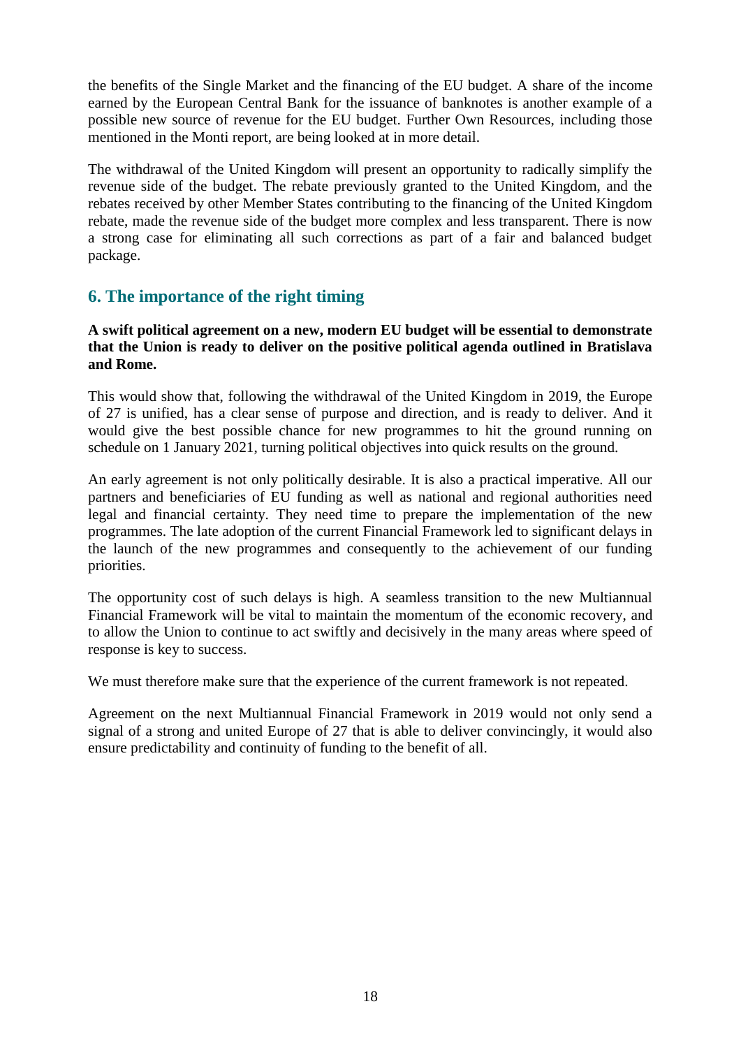the benefits of the Single Market and the financing of the EU budget. A share of the income earned by the European Central Bank for the issuance of banknotes is another example of a possible new source of revenue for the EU budget. Further Own Resources, including those mentioned in the Monti report, are being looked at in more detail.

The withdrawal of the United Kingdom will present an opportunity to radically simplify the revenue side of the budget. The rebate previously granted to the United Kingdom, and the rebates received by other Member States contributing to the financing of the United Kingdom rebate, made the revenue side of the budget more complex and less transparent. There is now a strong case for eliminating all such corrections as part of a fair and balanced budget package.

## 6. The importance of the right timing

**A swift political agreement on a new, modern EU budget will be essential to demonstrate that the Union is ready to deliver on the positive political agenda outlined in Bratislava and Rome.**

This would show that, following the withdrawal of the United Kingdom in 2019, the Europe of 27 is unified, has a clear sense of purpose and direction, and is ready to deliver. And it would give the best possible chance for new programmes to hit the ground running on schedule on 1 January 2021, turning political objectives into quick results on the ground.

An early agreement is not only politically desirable. It is also a practical imperative. All our partners and beneficiaries of EU funding as well as national and regional authorities need legal and financial certainty. They need time to prepare the implementation of the new programmes. The late adoption of the current Financial Framework led to significant delays in the launch of the new programmes and consequently to the achievement of our funding priorities.

The opportunity cost of such delays is high. A seamless transition to the new Multiannual Financial Framework will be vital to maintain the momentum of the economic recovery, and to allow the Union to continue to act swiftly and decisively in the many areas where speed of response is key to success.

We must therefore make sure that the experience of the current framework is not repeated.

Agreement on the next Multiannual Financial Framework in 2019 would not only send a signal of a strong and united Europe of 27 that is able to deliver convincingly, it would also ensure predictability and continuity of funding to the benefit of all.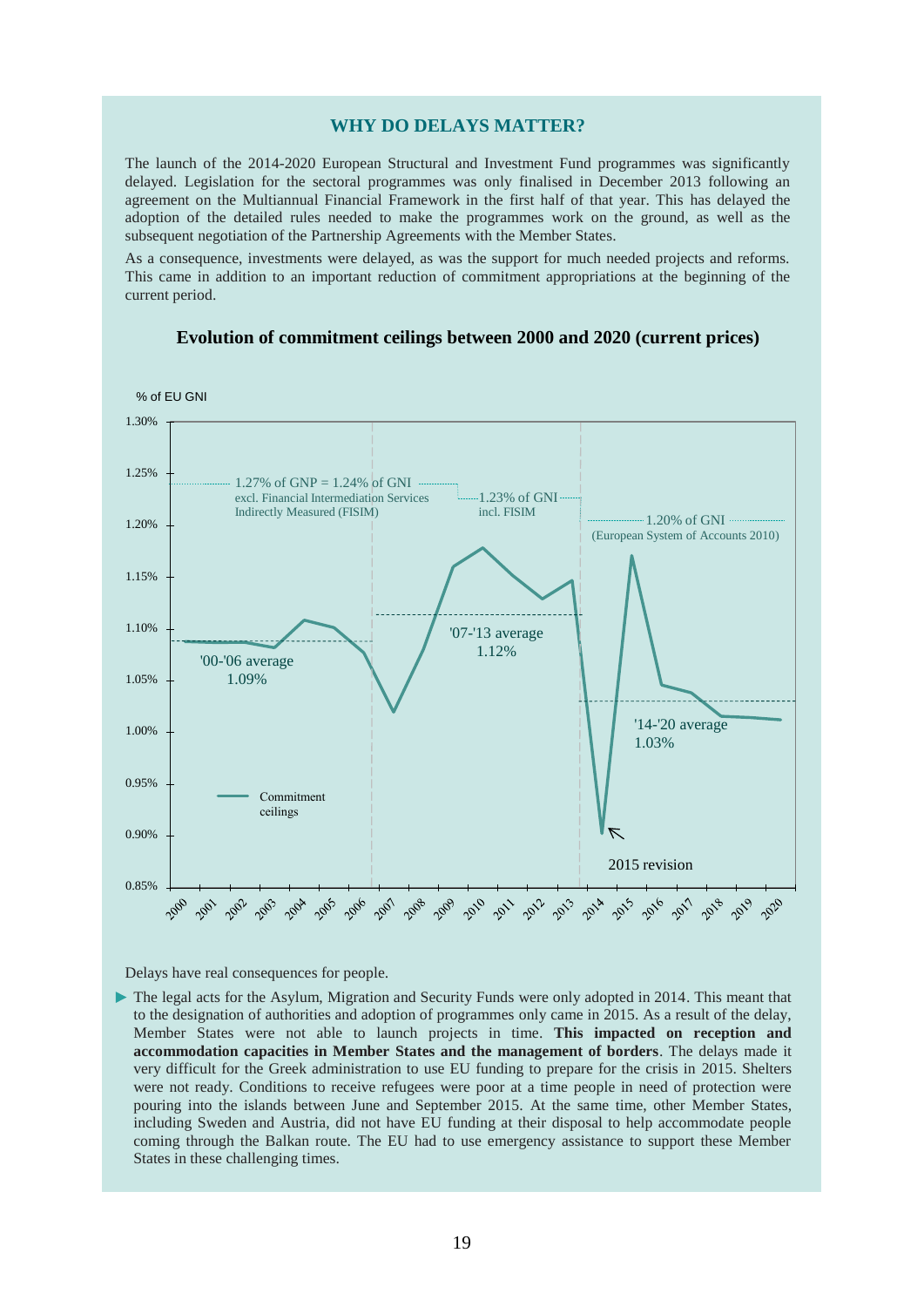## WHY DO DELAYS MATTER?

The launch of the 2014-2020 European Structural and Investment Fund programmes was significantly delayed. Legislation for the sectoral programmes was only finalised in December 2013 following an agreement on the Multiannual Financial Framework in the first half of that year. This has delayed the adoption of the detailed rules needed to make the programmes work on the ground, as well as the subsequent negotiation of the Partnership Agreements with the Member States.

As a consequence, investments were delayed, as was the support for much needed projects and reforms. This came in addition to an important reduction of commitment appropriations at the beginning of the current period.

**Evolution of commitment ceilings between 2000 and 2020 (current prices)**

% of EU GNI

1.27% of GNP = 1.24% of GNI excl. Financial Intermediation Services Indirectly Measured (FISIM)

1.23% of GNI incl. FISIM

1.20% of GNI (European System of Accounts 2010)

'00-'06 average 1.09%

'07-'13 average 1.12%

'14-'20 average 1.03%

2015 revision

Commitment ceilings

Delays have real consequences for people.

- The legal acts for the Asylum, Migration and Security Funds were only adopted in 2014. This meant that to the designation of authorities and adoption of programmes only came in 2015. As a result of the delay, Member States were not able to launch projects in time. **This impacted on reception and accommodation capacities in Member States and the management of borders**. The delays made it very difficult for the Greek administration to use EU funding to prepare for the crisis in 2015. Shelters were not ready. Conditions to receive refugees were poor at a time people in need of protection were pouring into the islands between June and September 2015. At the same time, other Member States, including Sweden and Austria, did not have EU funding at their disposal to help accommodate people coming through the Balkan route. The EU had to use emergency assistance to support these Member States in these challenging times.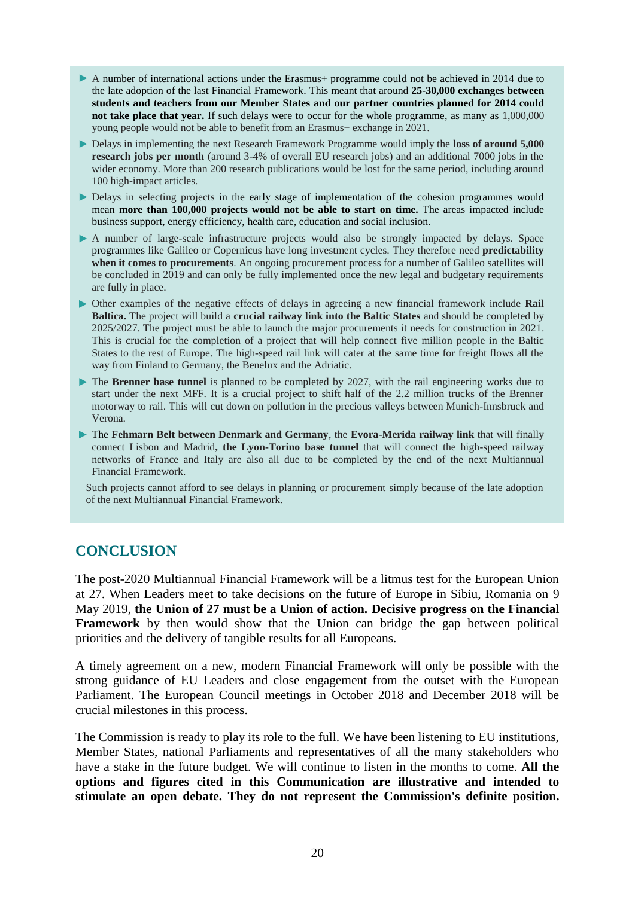- A number of international actions under the Erasmus+ programme could not be achieved in 2014 due to the late adoption of the last Financial Framework. This meant that around **25-30,000 exchanges between students and teachers from our Member States and our partner countries planned for 2014 could not take place that year.** If such delays were to occur for the whole programme, as many as 1,000,000 young people would not be able to benefit from an Erasmus+ exchange in 2021.
- Delays in implementing the next Research Framework Programme would imply the **loss of around 5,000 research jobs per month** (around 3-4% of overall EU research jobs) and an additional 7000 jobs in the wider economy. More than 200 research publications would be lost for the same period, including around 100 high-impact articles.
- Delays in selecting projects in the early stage of implementation of the cohesion programmes would mean **more than 100,000 projects would not be able to start on time.** The areas impacted include business support, energy efficiency, health care, education and social inclusion.
- A number of large-scale infrastructure projects would also be strongly impacted by delays. Space programmes like Galileo or Copernicus have long investment cycles. They therefore need **predictability when it comes to procurements**. An ongoing procurement process for a number of Galileo satellites will be concluded in 2019 and can only be fully implemented once the new legal and budgetary requirements are fully in place.
- Other examples of the negative effects of delays in agreeing a new financial framework include **Rail Baltica.** The project will build a **crucial railway link into the Baltic States** and should be completed by 2025/2027. The project must be able to launch the major procurements it needs for construction in 2021. This is crucial for the completion of a project that will help connect five million people in the Baltic States to the rest of Europe. The high-speed rail link will cater at the same time for freight flows all the way from Finland to Germany, the Benelux and the Adriatic.
- The **Brenner base tunnel** is planned to be completed by 2027, with the rail engineering works due to start under the next MFF. It is a crucial project to shift half of the 2.2 million trucks of the Brenner motorway to rail. This will cut down on pollution in the precious valleys between Munich-Innsbruck and Verona.
- The **Fehmarn Belt between Denmark and Germany**, the **Evora-Merida railway link** that will finally connect Lisbon and Madrid**, the Lyon-Torino base tunnel** that will connect the high-speed railway networks of France and Italy are also all due to be completed by the end of the next Multiannual Financial Framework.

Such projects cannot afford to see delays in planning or procurement simply because of the late adoption of the next Multiannual Financial Framework.

## CONCLUSION

The post-2020 Multiannual Financial Framework will be a litmus test for the European Union at 27. When Leaders meet to take decisions on the future of Europe in Sibiu, Romania on 9 May 2019, **the Union of 27 must be a Union of action. Decisive progress on the Financial Framework** by then would show that the Union can bridge the gap between political priorities and the delivery of tangible results for all Europeans.

A timely agreement on a new, modern Financial Framework will only be possible with the strong guidance of EU Leaders and close engagement from the outset with the European Parliament. The European Council meetings in October 2018 and December 2018 will be crucial milestones in this process.

The Commission is ready to play its role to the full. We have been listening to EU institutions, Member States, national Parliaments and representatives of all the many stakeholders who have a stake in the future budget. We will continue to listen in the months to come. **All the options and figures cited in this Communication are illustrative and intended to stimulate an open debate. They do not represent the Commission's definite position.**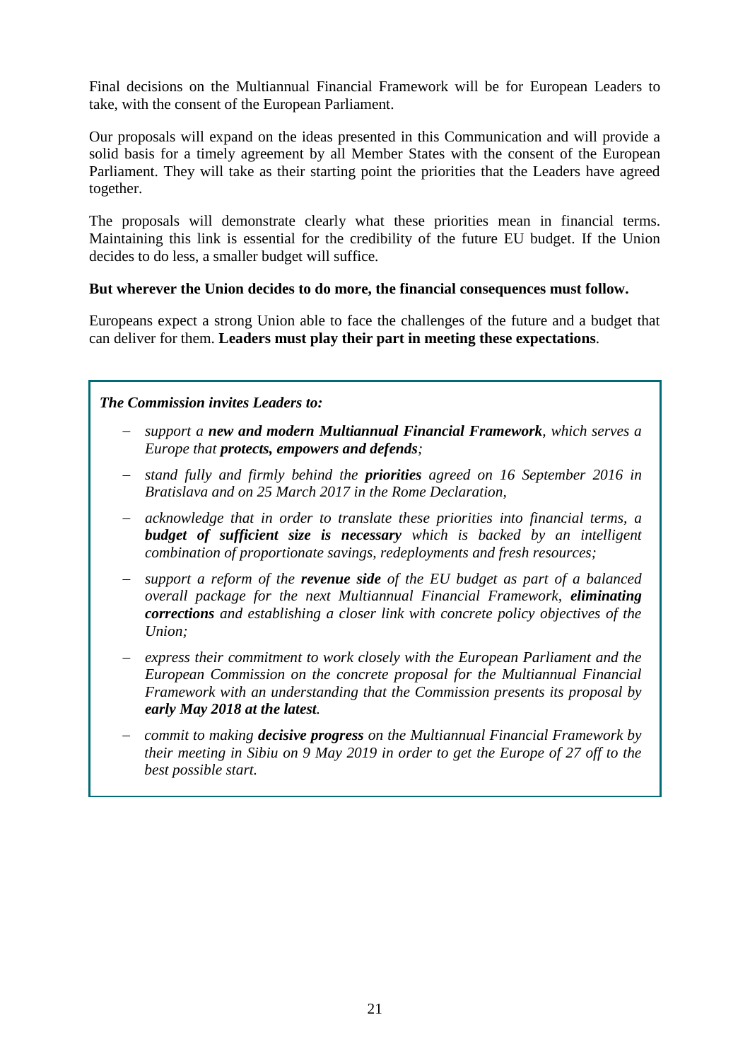Final decisions on the Multiannual Financial Framework will be for European Leaders to take, with the consent of the European Parliament.

Our proposals will expand on the ideas presented in this Communication and will provide a solid basis for a timely agreement by all Member States with the consent of the European Parliament. They will take as their starting point the priorities that the Leaders have agreed together.

The proposals will demonstrate clearly what these priorities mean in financial terms. Maintaining this link is essential for the credibility of the future EU budget. If the Union decides to do less, a smaller budget will suffice.

**But wherever the Union decides to do more, the financial consequences must follow.**

Europeans expect a strong Union able to face the challenges of the future and a budget that can deliver for them. **Leaders must play their part in meeting these expectations**.

***The Commission invites Leaders to:***

- *support a **new and modern Multiannual Financial Framework**, which serves a Europe that **protects, empowers and defends**;*
- *stand fully and firmly behind the **priorities** agreed on 16 September 2016 in Bratislava and on 25 March 2017 in the Rome Declaration,*
- *acknowledge that in order to translate these priorities into financial terms, a **budget of sufficient size is necessary** which is backed by an intelligent combination of proportionate savings, redeployments and fresh resources;*
- *support a reform of the **revenue side** of the EU budget as part of a balanced overall package for the next Multiannual Financial Framework, **eliminating corrections** and establishing a closer link with concrete policy objectives of the Union;*
- *express their commitment to work closely with the European Parliament and the European Commission on the concrete proposal for the Multiannual Financial Framework with an understanding that the Commission presents its proposal by **early May 2018 at the latest**.*
- *commit to making **decisive progress** on the Multiannual Financial Framework by their meeting in Sibiu on 9 May 2019 in order to get the Europe of 27 off to the best possible start.*